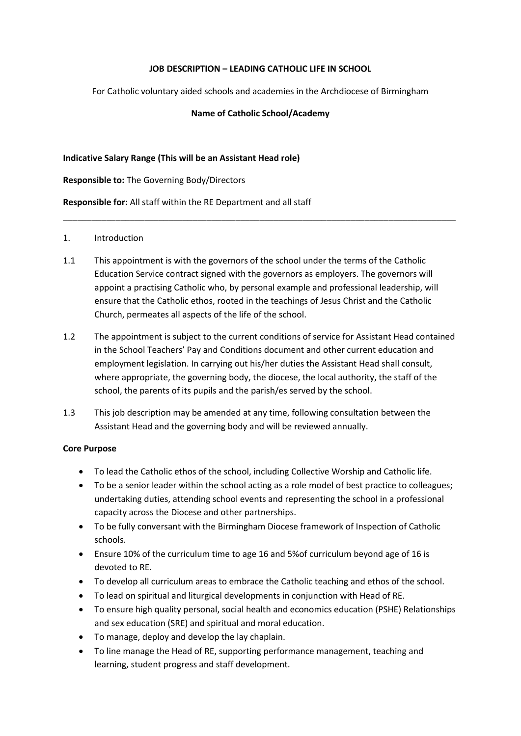**JOB DESCRIPTION – LEADING CATHOLIC LIFE IN SCHOOL**

For Catholic voluntary aided schools and academies in the Archdiocese of Birmingham

**Name of Catholic School/Academy**

**Indicative Salary Range (This will be an Assistant Head role)**

**Responsible to:** The Governing Body/Directors

**Responsible for:** All staff within the RE Department and all staff

---

1. Introduction

1.1 This appointment is with the governors of the school under the terms of the Catholic Education Service contract signed with the governors as employers. The governors will appoint a practising Catholic who, by personal example and professional leadership, will ensure that the Catholic ethos, rooted in the teachings of Jesus Christ and the Catholic Church, permeates all aspects of the life of the school.

1.2 The appointment is subject to the current conditions of service for Assistant Head contained in the School Teachers' Pay and Conditions document and other current education and employment legislation. In carrying out his/her duties the Assistant Head shall consult, where appropriate, the governing body, the diocese, the local authority, the staff of the school, the parents of its pupils and the parish/es served by the school.

1.3 This job description may be amended at any time, following consultation between the Assistant Head and the governing body and will be reviewed annually.

**Core Purpose**

- To lead the Catholic ethos of the school, including Collective Worship and Catholic life.
- To be a senior leader within the school acting as a role model of best practice to colleagues; undertaking duties, attending school events and representing the school in a professional capacity across the Diocese and other partnerships.
- To be fully conversant with the Birmingham Diocese framework of Inspection of Catholic schools.
- Ensure 10% of the curriculum time to age 16 and 5%of curriculum beyond age of 16 is devoted to RE.
- To develop all curriculum areas to embrace the Catholic teaching and ethos of the school.
- To lead on spiritual and liturgical developments in conjunction with Head of RE.
- To ensure high quality personal, social health and economics education (PSHE) Relationships and sex education (SRE) and spiritual and moral education.
- To manage, deploy and develop the lay chaplain.
- To line manage the Head of RE, supporting performance management, teaching and learning, student progress and staff development.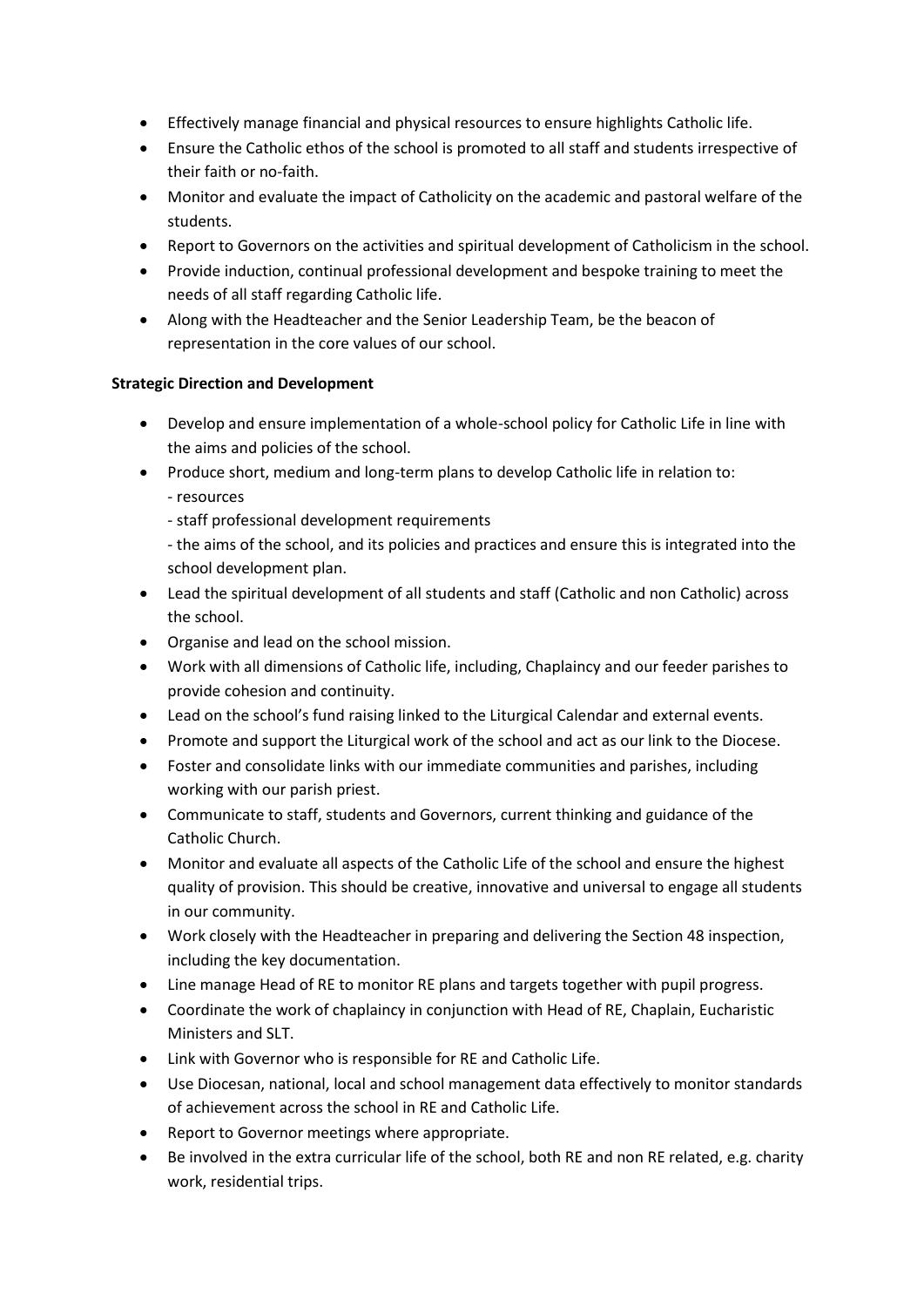- Effectively manage financial and physical resources to ensure highlights Catholic life.
- Ensure the Catholic ethos of the school is promoted to all staff and students irrespective of their faith or no-faith.
- Monitor and evaluate the impact of Catholicity on the academic and pastoral welfare of the students.
- Report to Governors on the activities and spiritual development of Catholicism in the school.
- Provide induction, continual professional development and bespoke training to meet the needs of all staff regarding Catholic life.
- Along with the Headteacher and the Senior Leadership Team, be the beacon of representation in the core values of our school.

**Strategic Direction and Development**

- Develop and ensure implementation of a whole-school policy for Catholic Life in line with the aims and policies of the school.
- Produce short, medium and long-term plans to develop Catholic life in relation to:
  - resources
  - staff professional development requirements
  - the aims of the school, and its policies and practices and ensure this is integrated into the school development plan.
- Lead the spiritual development of all students and staff (Catholic and non Catholic) across the school.
- Organise and lead on the school mission.
- Work with all dimensions of Catholic life, including, Chaplaincy and our feeder parishes to provide cohesion and continuity.
- Lead on the school's fund raising linked to the Liturgical Calendar and external events.
- Promote and support the Liturgical work of the school and act as our link to the Diocese.
- Foster and consolidate links with our immediate communities and parishes, including working with our parish priest.
- Communicate to staff, students and Governors, current thinking and guidance of the Catholic Church.
- Monitor and evaluate all aspects of the Catholic Life of the school and ensure the highest quality of provision. This should be creative, innovative and universal to engage all students in our community.
- Work closely with the Headteacher in preparing and delivering the Section 48 inspection, including the key documentation.
- Line manage Head of RE to monitor RE plans and targets together with pupil progress.
- Coordinate the work of chaplaincy in conjunction with Head of RE, Chaplain, Eucharistic Ministers and SLT.
- Link with Governor who is responsible for RE and Catholic Life.
- Use Diocesan, national, local and school management data effectively to monitor standards of achievement across the school in RE and Catholic Life.
- Report to Governor meetings where appropriate.
- Be involved in the extra curricular life of the school, both RE and non RE related, e.g. charity work, residential trips.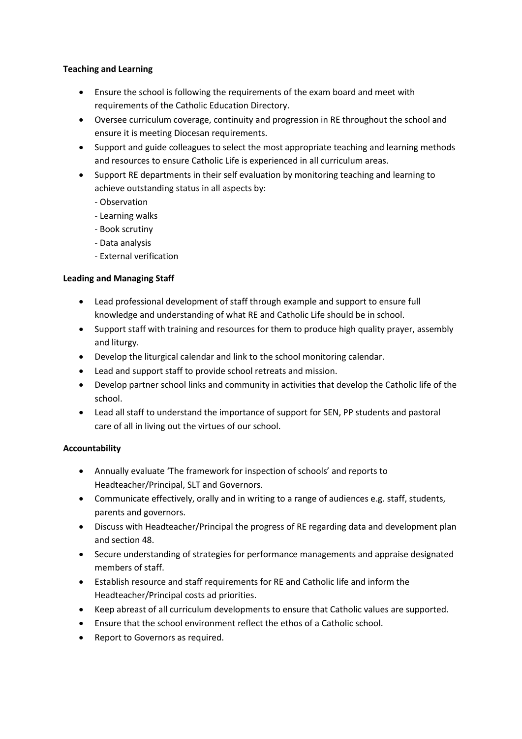**Teaching and Learning**

- Ensure the school is following the requirements of the exam board and meet with requirements of the Catholic Education Directory.
- Oversee curriculum coverage, continuity and progression in RE throughout the school and ensure it is meeting Diocesan requirements.
- Support and guide colleagues to select the most appropriate teaching and learning methods and resources to ensure Catholic Life is experienced in all curriculum areas.
- Support RE departments in their self evaluation by monitoring teaching and learning to achieve outstanding status in all aspects by:
  - Observation
  - Learning walks
  - Book scrutiny
  - Data analysis
  - External verification

**Leading and Managing Staff**

- Lead professional development of staff through example and support to ensure full knowledge and understanding of what RE and Catholic Life should be in school.
- Support staff with training and resources for them to produce high quality prayer, assembly and liturgy.
- Develop the liturgical calendar and link to the school monitoring calendar.
- Lead and support staff to provide school retreats and mission.
- Develop partner school links and community in activities that develop the Catholic life of the school.
- Lead all staff to understand the importance of support for SEN, PP students and pastoral care of all in living out the virtues of our school.

**Accountability**

- Annually evaluate 'The framework for inspection of schools' and reports to Headteacher/Principal, SLT and Governors.
- Communicate effectively, orally and in writing to a range of audiences e.g. staff, students, parents and governors.
- Discuss with Headteacher/Principal the progress of RE regarding data and development plan and section 48.
- Secure understanding of strategies for performance managements and appraise designated members of staff.
- Establish resource and staff requirements for RE and Catholic life and inform the Headteacher/Principal costs ad priorities.
- Keep abreast of all curriculum developments to ensure that Catholic values are supported.
- Ensure that the school environment reflect the ethos of a Catholic school.
- Report to Governors as required.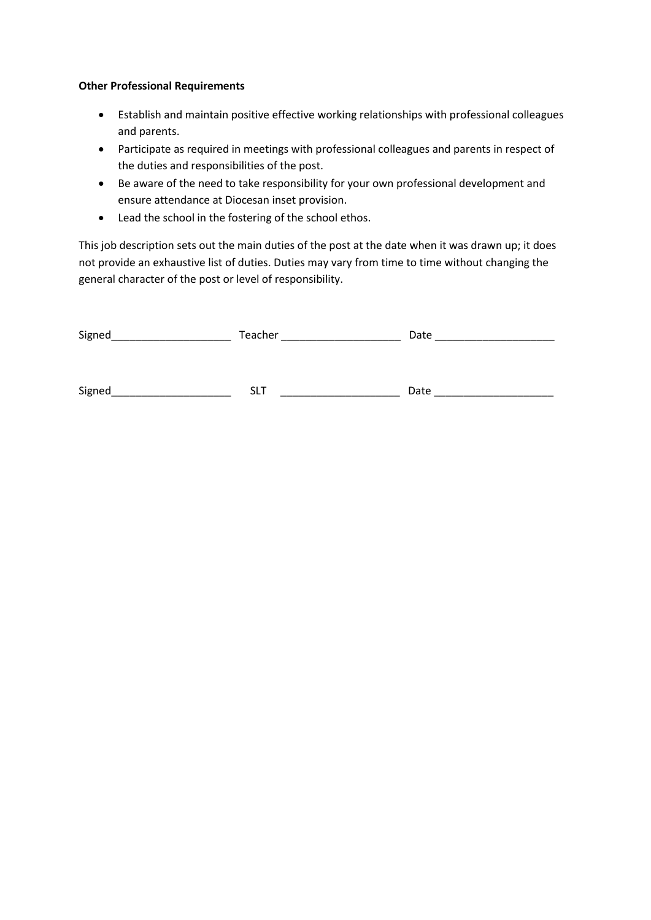**Other Professional Requirements**

- Establish and maintain positive effective working relationships with professional colleagues and parents.
- Participate as required in meetings with professional colleagues and parents in respect of the duties and responsibilities of the post.
- Be aware of the need to take responsibility for your own professional development and ensure attendance at Diocesan inset provision.
- Lead the school in the fostering of the school ethos.

This job description sets out the main duties of the post at the date when it was drawn up; it does not provide an exhaustive list of duties. Duties may vary from time to time without changing the general character of the post or level of responsibility.

Signed____________________ Teacher ____________________ Date ____________________

Signed____________________ SLT ____________________ Date ____________________